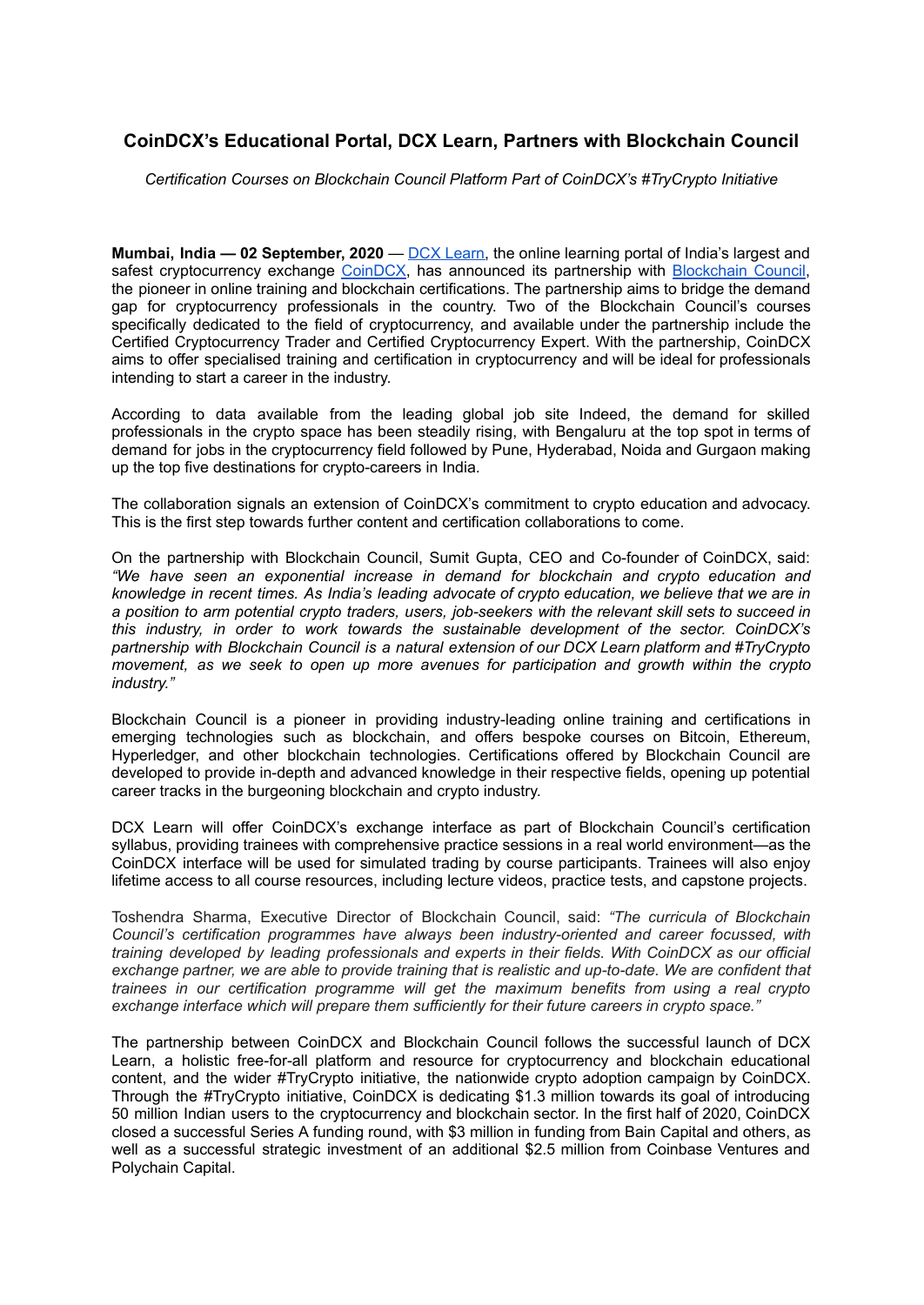# CoinDCX's Educational Portal, DCX Learn, Partners with Blockchain Council

*Certification Courses on Blockchain Council Platform Part of CoinDCX's #TryCrypto Initiative*

**Mumbai, India — 02 September, 2020** — DCX Learn, the online learning portal of India's largest and safest cryptocurrency exchange CoinDCX, has announced its partnership with Blockchain Council, the pioneer in online training and blockchain certifications. The partnership aims to bridge the demand gap for cryptocurrency professionals in the country. Two of the Blockchain Council's courses specifically dedicated to the field of cryptocurrency, and available under the partnership include the Certified Cryptocurrency Trader and Certified Cryptocurrency Expert. With the partnership, CoinDCX aims to offer specialised training and certification in cryptocurrency and will be ideal for professionals intending to start a career in the industry.

According to data available from the leading global job site Indeed, the demand for skilled professionals in the crypto space has been steadily rising, with Bengaluru at the top spot in terms of demand for jobs in the cryptocurrency field followed by Pune, Hyderabad, Noida and Gurgaon making up the top five destinations for crypto-careers in India.

The collaboration signals an extension of CoinDCX's commitment to crypto education and advocacy. This is the first step towards further content and certification collaborations to come.

On the partnership with Blockchain Council, Sumit Gupta, CEO and Co-founder of CoinDCX, said: *"We have seen an exponential increase in demand for blockchain and crypto education and knowledge in recent times. As India's leading advocate of crypto education, we believe that we are in a position to arm potential crypto traders, users, job-seekers with the relevant skill sets to succeed in this industry, in order to work towards the sustainable development of the sector. CoinDCX's partnership with Blockchain Council is a natural extension of our DCX Learn platform and #TryCrypto movement, as we seek to open up more avenues for participation and growth within the crypto industry."*

Blockchain Council is a pioneer in providing industry-leading online training and certifications in emerging technologies such as blockchain, and offers bespoke courses on Bitcoin, Ethereum, Hyperledger, and other blockchain technologies. Certifications offered by Blockchain Council are developed to provide in-depth and advanced knowledge in their respective fields, opening up potential career tracks in the burgeoning blockchain and crypto industry.

DCX Learn will offer CoinDCX's exchange interface as part of Blockchain Council's certification syllabus, providing trainees with comprehensive practice sessions in a real world environment—as the CoinDCX interface will be used for simulated trading by course participants. Trainees will also enjoy lifetime access to all course resources, including lecture videos, practice tests, and capstone projects.

Toshendra Sharma, Executive Director of Blockchain Council, said: *"The curricula of Blockchain Council's certification programmes have always been industry-oriented and career focussed, with training developed by leading professionals and experts in their fields. With CoinDCX as our official exchange partner, we are able to provide training that is realistic and up-to-date. We are confident that trainees in our certification programme will get the maximum benefits from using a real crypto exchange interface which will prepare them sufficiently for their future careers in crypto space."*

The partnership between CoinDCX and Blockchain Council follows the successful launch of DCX Learn, a holistic free-for-all platform and resource for cryptocurrency and blockchain educational content, and the wider #TryCrypto initiative, the nationwide crypto adoption campaign by CoinDCX. Through the #TryCrypto initiative, CoinDCX is dedicating $1.3 million towards its goal of introducing 50 million Indian users to the cryptocurrency and blockchain sector. In the first half of 2020, CoinDCX closed a successful Series A funding round, with $3 million in funding from Bain Capital and others, as well as a successful strategic investment of an additional $2.5 million from Coinbase Ventures and Polychain Capital.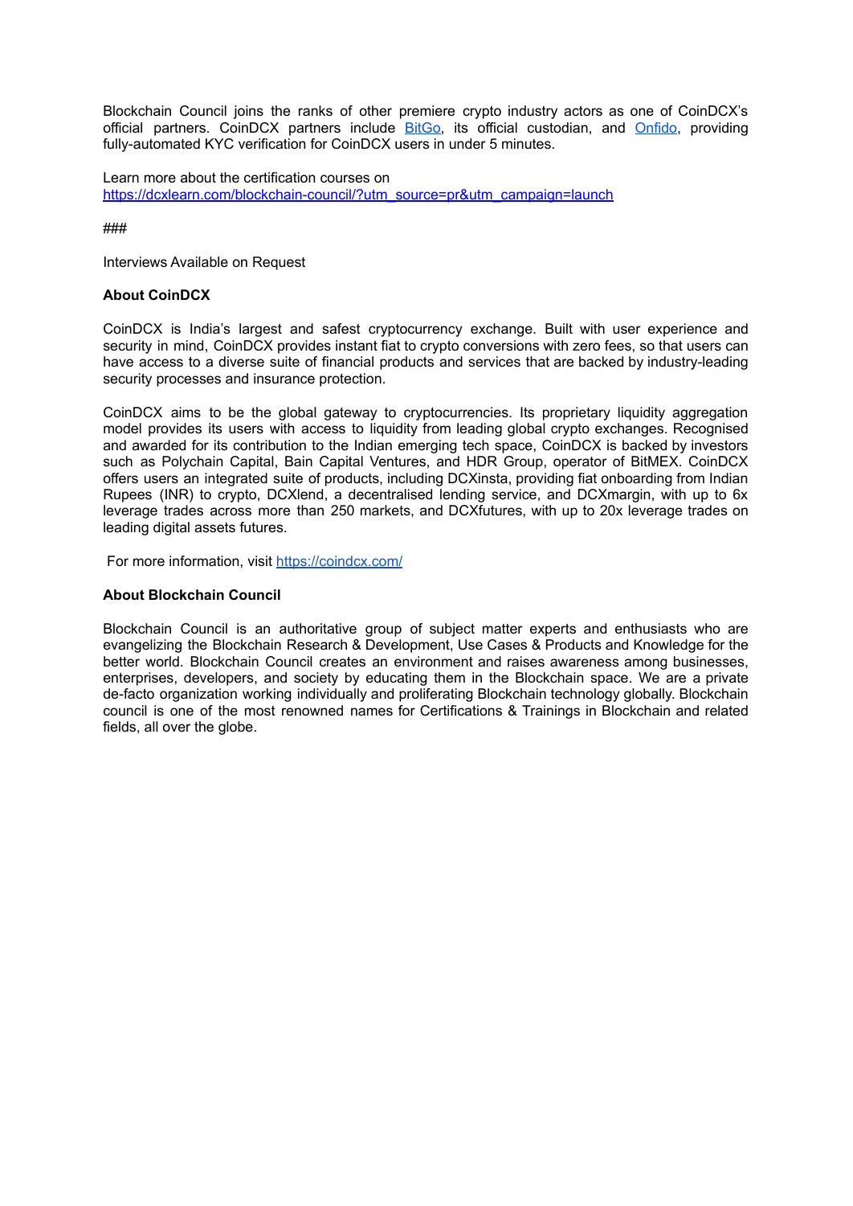Blockchain Council joins the ranks of other premiere crypto industry actors as one of CoinDCX's official partners. CoinDCX partners include [BitGo](), its official custodian, and [Onfido](), providing fully-automated KYC verification for CoinDCX users in under 5 minutes.

Learn more about the certification courses on
[https://dcxlearn.com/blockchain-council/?utm_source=pr&utm_campaign=launch](https://dcxlearn.com/blockchain-council/?utm_source=pr&utm_campaign=launch)

###

Interviews Available on Request

**About CoinDCX**

CoinDCX is India's largest and safest cryptocurrency exchange. Built with user experience and security in mind, CoinDCX provides instant fiat to crypto conversions with zero fees, so that users can have access to a diverse suite of financial products and services that are backed by industry-leading security processes and insurance protection.

CoinDCX aims to be the global gateway to cryptocurrencies. Its proprietary liquidity aggregation model provides its users with access to liquidity from leading global crypto exchanges. Recognised and awarded for its contribution to the Indian emerging tech space, CoinDCX is backed by investors such as Polychain Capital, Bain Capital Ventures, and HDR Group, operator of BitMEX. CoinDCX offers users an integrated suite of products, including DCXinsta, providing fiat onboarding from Indian Rupees (INR) to crypto, DCXlend, a decentralised lending service, and DCXmargin, with up to 6x leverage trades across more than 250 markets, and DCXfutures, with up to 20x leverage trades on leading digital assets futures.

For more information, visit [https://coindcx.com/](https://coindcx.com/)

**About Blockchain Council**

Blockchain Council is an authoritative group of subject matter experts and enthusiasts who are evangelizing the Blockchain Research & Development, Use Cases & Products and Knowledge for the better world. Blockchain Council creates an environment and raises awareness among businesses, enterprises, developers, and society by educating them in the Blockchain space. We are a private de-facto organization working individually and proliferating Blockchain technology globally. Blockchain council is one of the most renowned names for Certifications & Trainings in Blockchain and related fields, all over the globe.